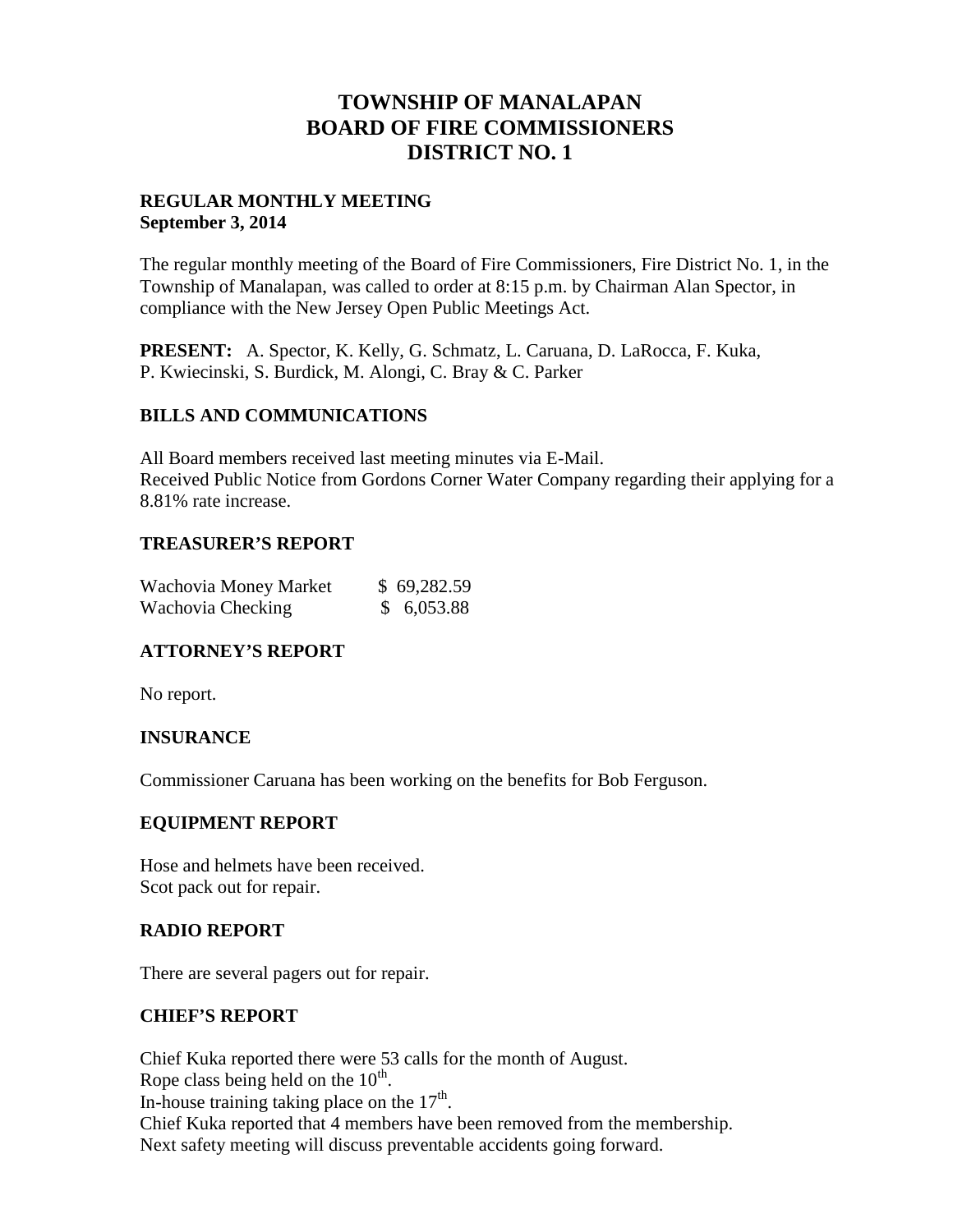# TOWNSHIP OF MANALAPAN
# BOARD OF FIRE COMMISSIONERS
# DISTRICT NO. 1

**REGULAR MONTHLY MEETING**
**September 3, 2014**

The regular monthly meeting of the Board of Fire Commissioners, Fire District No. 1, in the Township of Manalapan, was called to order at 8:15 p.m. by Chairman Alan Spector, in compliance with the New Jersey Open Public Meetings Act.

**PRESENT:** A. Spector, K. Kelly, G. Schmatz, L. Caruana, D. LaRocca, F. Kuka, P. Kwiecinski, S. Burdick, M. Alongi, C. Bray & C. Parker

## BILLS AND COMMUNICATIONS

All Board members received last meeting minutes via E-Mail.
Received Public Notice from Gordons Corner Water Company regarding their applying for a 8.81% rate increase.

## TREASURER'S REPORT

| | |
|---|---|
| Wachovia Money Market | $ 69,282.59 |
| Wachovia Checking | $ 6,053.88 |

## ATTORNEY'S REPORT

No report.

## INSURANCE

Commissioner Caruana has been working on the benefits for Bob Ferguson.

## EQUIPMENT REPORT

Hose and helmets have been received.
Scot pack out for repair.

## RADIO REPORT

There are several pagers out for repair.

## CHIEF'S REPORT

Chief Kuka reported there were 53 calls for the month of August.
Rope class being held on the 10th.
In-house training taking place on the 17th.
Chief Kuka reported that 4 members have been removed from the membership.
Next safety meeting will discuss preventable accidents going forward.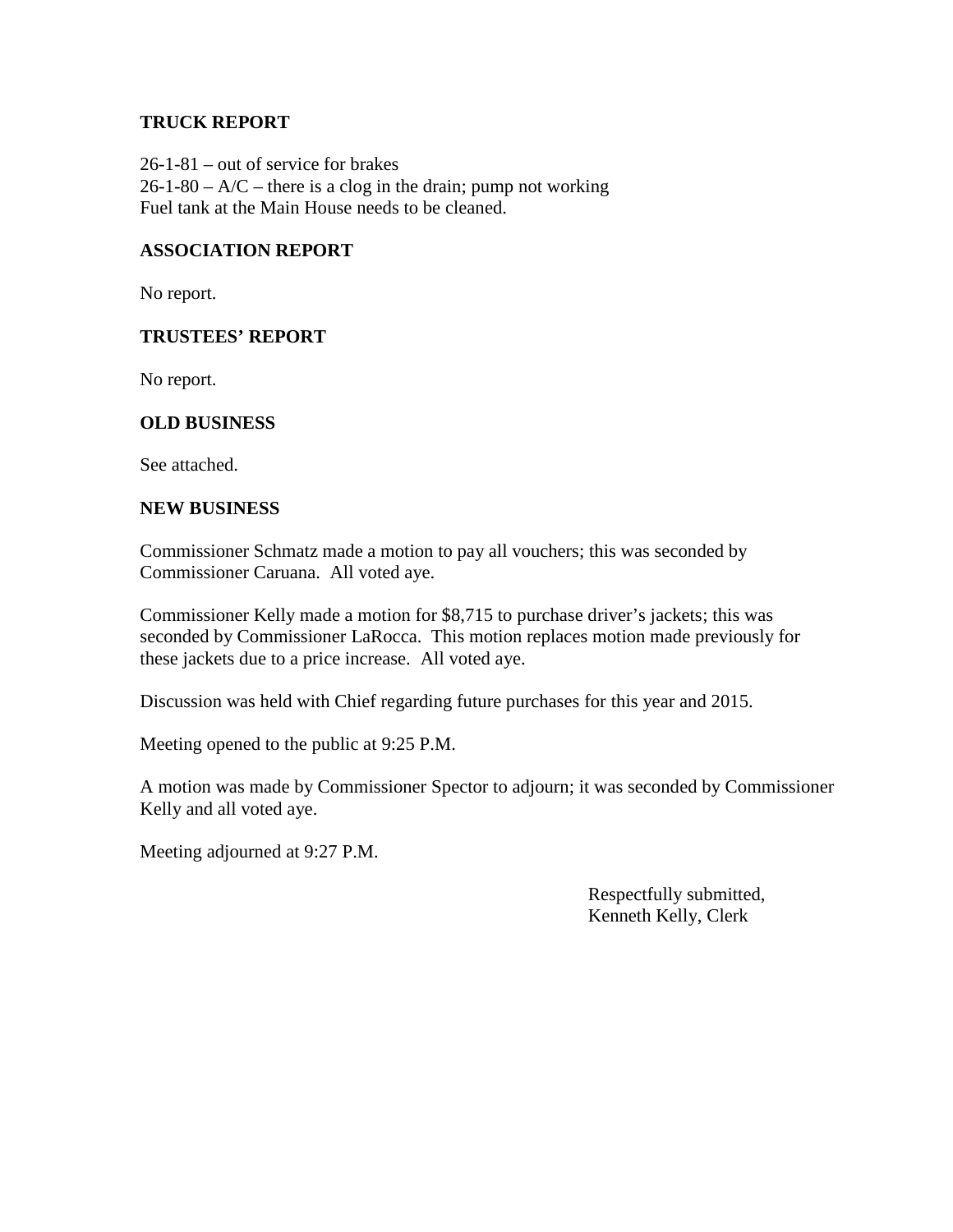**TRUCK REPORT**

26-1-81 – out of service for brakes
26-1-80 – A/C – there is a clog in the drain; pump not working
Fuel tank at the Main House needs to be cleaned.

**ASSOCIATION REPORT**

No report.

**TRUSTEES' REPORT**

No report.

**OLD BUSINESS**

See attached.

**NEW BUSINESS**

Commissioner Schmatz made a motion to pay all vouchers; this was seconded by Commissioner Caruana. All voted aye.

Commissioner Kelly made a motion for $8,715 to purchase driver's jackets; this was seconded by Commissioner LaRocca. This motion replaces motion made previously for these jackets due to a price increase. All voted aye.

Discussion was held with Chief regarding future purchases for this year and 2015.

Meeting opened to the public at 9:25 P.M.

A motion was made by Commissioner Spector to adjourn; it was seconded by Commissioner Kelly and all voted aye.

Meeting adjourned at 9:27 P.M.

Respectfully submitted,
Kenneth Kelly, Clerk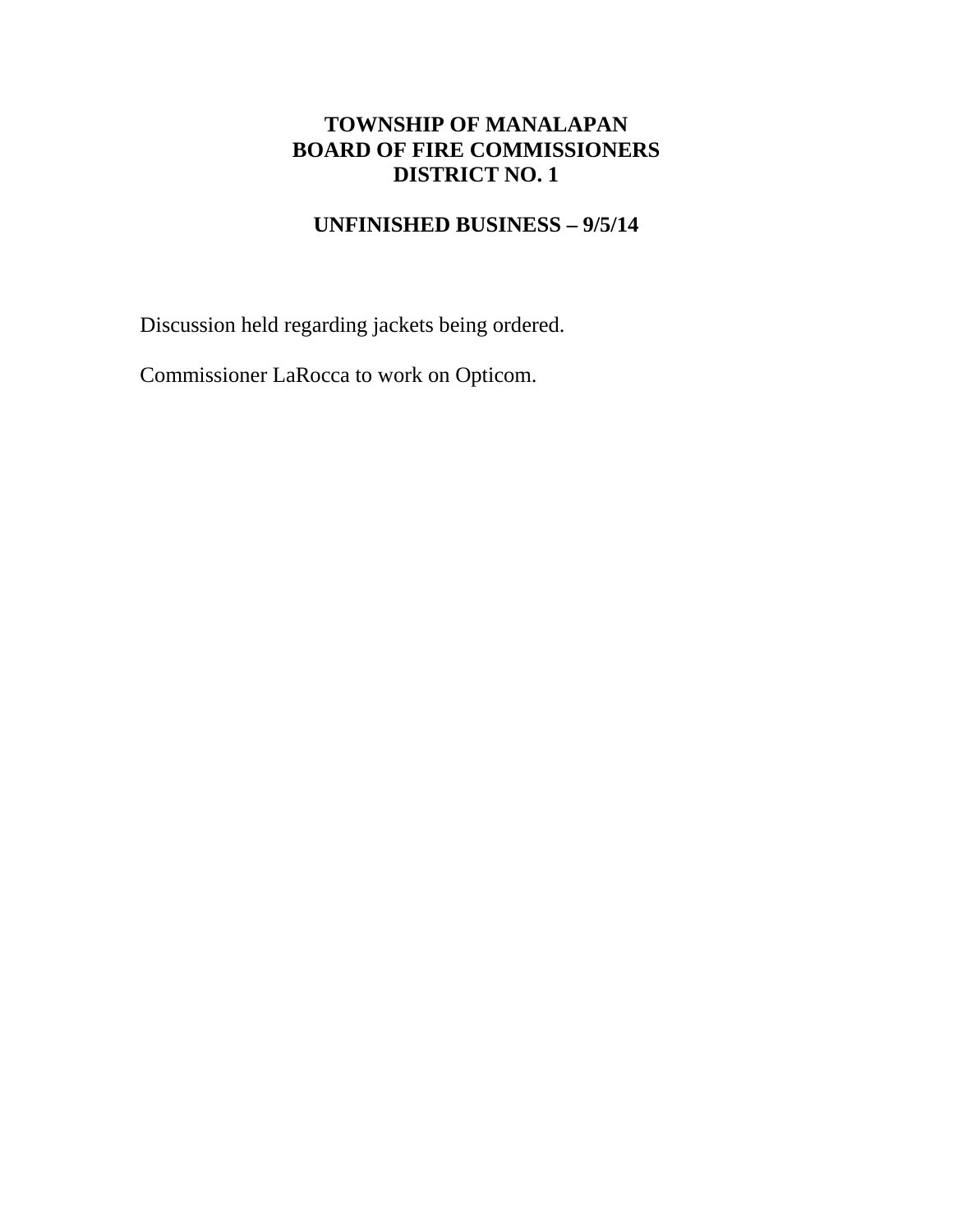**TOWNSHIP OF MANALAPAN**
**BOARD OF FIRE COMMISSIONERS**
**DISTRICT NO. 1**

**UNFINISHED BUSINESS – 9/5/14**

Discussion held regarding jackets being ordered.

Commissioner LaRocca to work on Opticom.